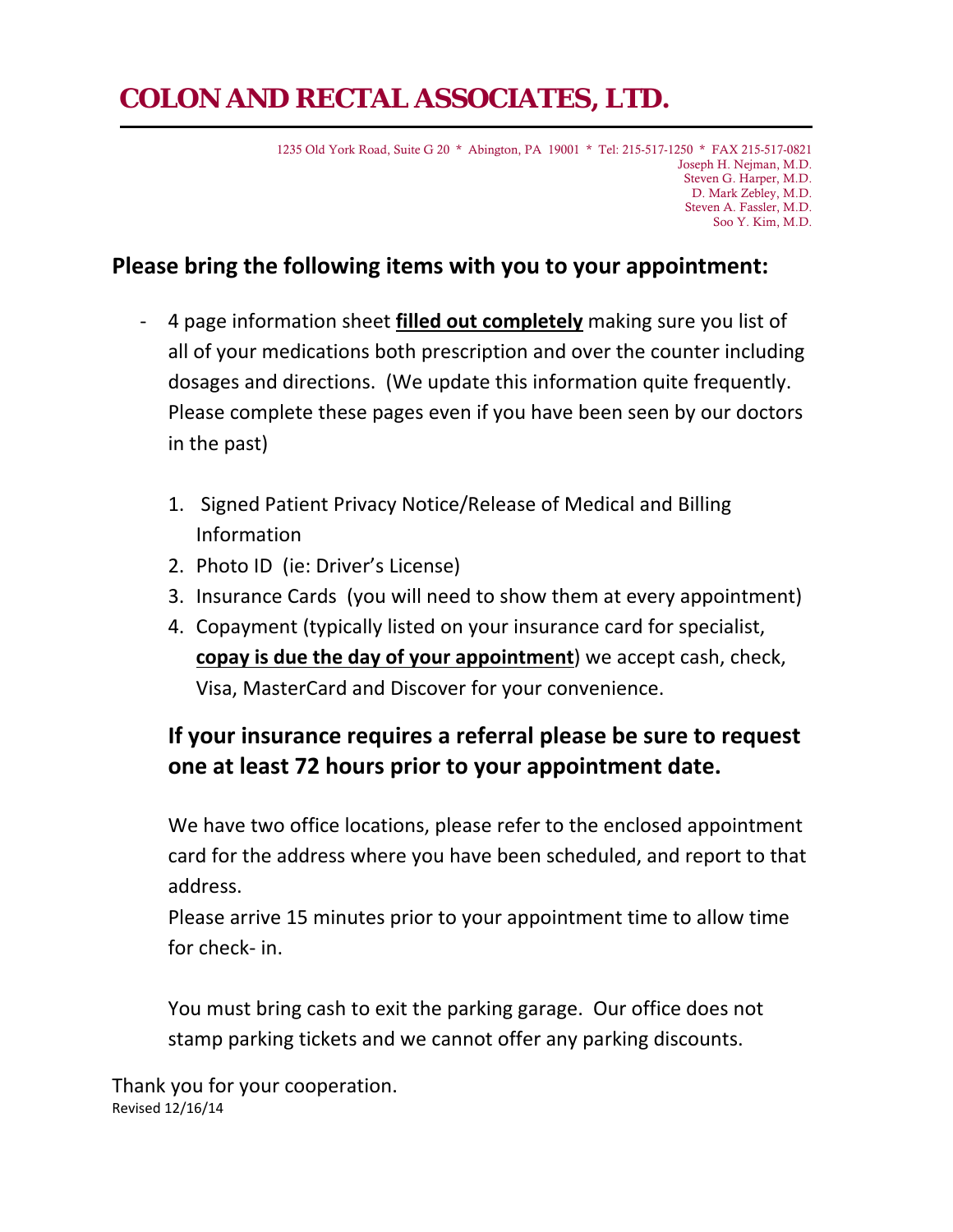# COLON AND RECTAL ASSOCIATES, LTD.

1235 Old York Road, Suite G 20 * Abington, PA 19001 * Tel: 215-517-1250 * FAX 215-517-0821

Joseph H. Nejman, M.D.
Steven G. Harper, M.D.
D. Mark Zebley, M.D.
Steven A. Fassler, M.D.
Soo Y. Kim, M.D.

## Please bring the following items with you to your appointment:

- 4 page information sheet **filled out completely** making sure you list of all of your medications both prescription and over the counter including dosages and directions. (We update this information quite frequently. Please complete these pages even if you have been seen by our doctors in the past)

1. Signed Patient Privacy Notice/Release of Medical and Billing Information
2. Photo ID (ie: Driver's License)
3. Insurance Cards (you will need to show them at every appointment)
4. Copayment (typically listed on your insurance card for specialist, **copay is due the day of your appointment**) we accept cash, check, Visa, MasterCard and Discover for your convenience.

### If your insurance requires a referral please be sure to request one at least 72 hours prior to your appointment date.

We have two office locations, please refer to the enclosed appointment card for the address where you have been scheduled, and report to that address.

Please arrive 15 minutes prior to your appointment time to allow time for check- in.

You must bring cash to exit the parking garage. Our office does not stamp parking tickets and we cannot offer any parking discounts.

Thank you for your cooperation.

Revised 12/16/14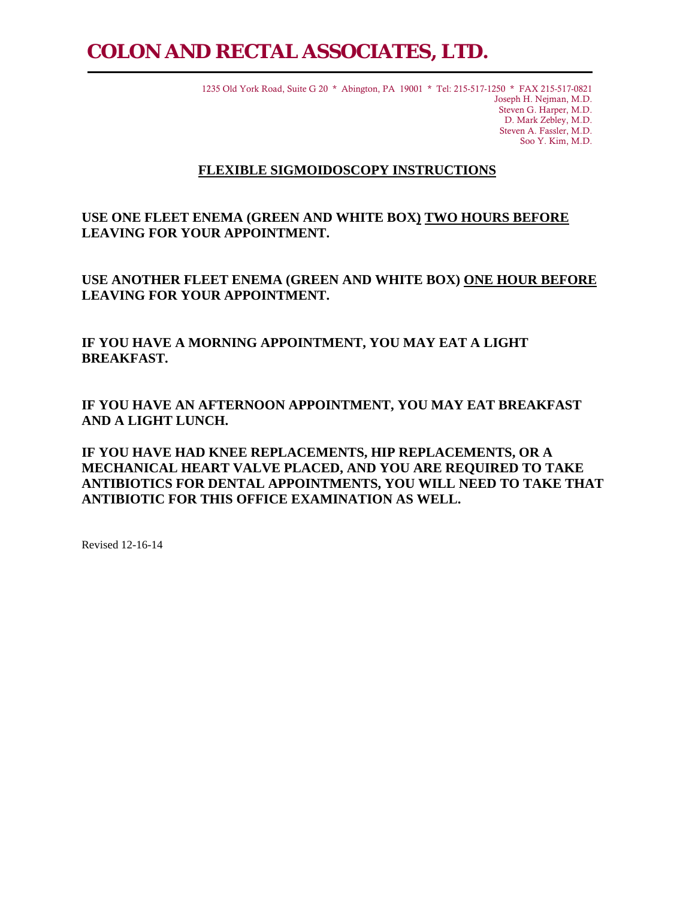# COLON AND RECTAL ASSOCIATES, LTD.

1235 Old York Road, Suite G 20 * Abington, PA 19001 * Tel: 215-517-1250 * FAX 215-517-0821

Joseph H. Nejman, M.D.
Steven G. Harper, M.D.
D. Mark Zebley, M.D.
Steven A. Fassler, M.D.
Soo Y. Kim, M.D.

## FLEXIBLE SIGMOIDOSCOPY INSTRUCTIONS

**USE ONE FLEET ENEMA (GREEN AND WHITE BOX) TWO HOURS BEFORE LEAVING FOR YOUR APPOINTMENT.**

**USE ANOTHER FLEET ENEMA (GREEN AND WHITE BOX) ONE HOUR BEFORE LEAVING FOR YOUR APPOINTMENT.**

**IF YOU HAVE A MORNING APPOINTMENT, YOU MAY EAT A LIGHT BREAKFAST.**

**IF YOU HAVE AN AFTERNOON APPOINTMENT, YOU MAY EAT BREAKFAST AND A LIGHT LUNCH.**

**IF YOU HAVE HAD KNEE REPLACEMENTS, HIP REPLACEMENTS, OR A MECHANICAL HEART VALVE PLACED, AND YOU ARE REQUIRED TO TAKE ANTIBIOTICS FOR DENTAL APPOINTMENTS, YOU WILL NEED TO TAKE THAT ANTIBIOTIC FOR THIS OFFICE EXAMINATION AS WELL.**

Revised 12-16-14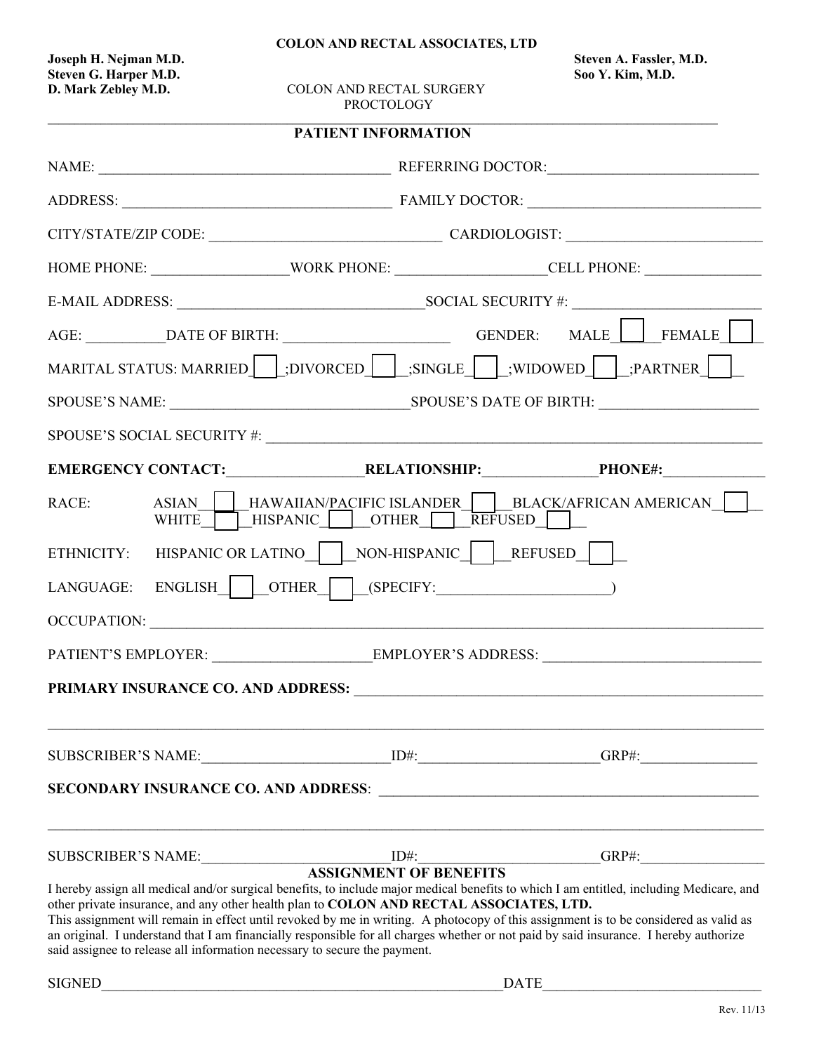**COLON AND RECTAL ASSOCIATES, LTD**

**Joseph H. Nejman M.D.**
**Steven G. Harper M.D.**
**D. Mark Zebley M.D.**

COLON AND RECTAL SURGERY
PROCTOLOGY

**Steven A. Fassler, M.D.**
**Soo Y. Kim, M.D.**

## PATIENT INFORMATION

NAME: _______________________________________ REFERRING DOCTOR:_____________________________

ADDRESS: ____________________________________ FAMILY DOCTOR: _______________________________

CITY/STATE/ZIP CODE: ______________________________ CARDIOLOGIST: __________________________

HOME PHONE: __________________WORK PHONE: ___________________CELL PHONE: _______________

E-MAIL ADDRESS: _________________________________SOCIAL SECURITY #: ________________________

AGE: __________DATE OF BIRTH: ______________________ GENDER: MALE_[ ]_ FEMALE_[ ]_

MARITAL STATUS: MARRIED_[ ]_;DIVORCED_[ ]_;SINGLE_[ ]_;WIDOWED_[ ]_;PARTNER_[ ]_

SPOUSE'S NAME: _________________________________SPOUSE'S DATE OF BIRTH: _____________________

SPOUSE'S SOCIAL SECURITY #: __________________________________________________________________

**EMERGENCY CONTACT:**__________________**RELATIONSHIP:**_______________**PHONE#:**_____________

RACE: ASIAN_[ ]_HAWAIIAN/PACIFIC ISLANDER_[ ]_BLACK/AFRICAN AMERICAN_[ ]_
WHITE_[ ]_HISPANIC_[ ]_OTHER_[ ]_REFUSED_[ ]_

ETHNICITY: HISPANIC OR LATINO_[ ]_NON-HISPANIC_[ ]_REFUSED_[ ]_

LANGUAGE: ENGLISH_[ ]_OTHER_[ ]_(SPECIFY:_______________________)

OCCUPATION: _____________________________________________________________________________

PATIENT'S EMPLOYER: _____________________EMPLOYER'S ADDRESS: _____________________________

**PRIMARY INSURANCE CO. AND ADDRESS:** ___________________________________________________

_________________________________________________________________________________________

SUBSCRIBER'S NAME:_________________________ID#:________________________GRP#:_______________

**SECONDARY INSURANCE CO. AND ADDRESS**: _________________________________________________

_________________________________________________________________________________________

SUBSCRIBER'S NAME:_________________________ID#:________________________GRP#:_______________

### ASSIGNMENT OF BENEFITS

I hereby assign all medical and/or surgical benefits, to include major medical benefits to which I am entitled, including Medicare, and other private insurance, and any other health plan to **COLON AND RECTAL ASSOCIATES, LTD.**
This assignment will remain in effect until revoked by me in writing. A photocopy of this assignment is to be considered as valid as an original. I understand that I am financially responsible for all charges whether or not paid by said insurance. I hereby authorize said assignee to release all information necessary to secure the payment.

SIGNED________________________________________________________DATE_____________________________

Rev. 11/13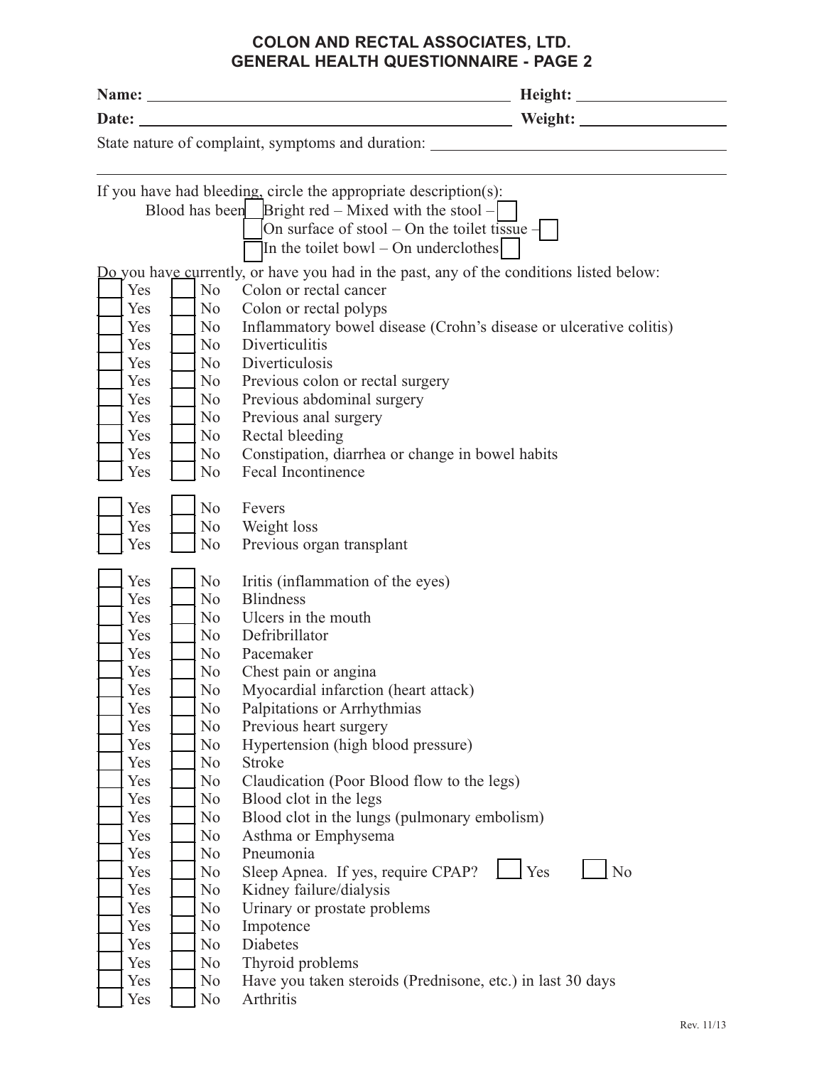# COLON AND RECTAL ASSOCIATES, LTD.
## GENERAL HEALTH QUESTIONNAIRE - PAGE 2

**Name:** ______________________________ **Height:** ______________

**Date:** ______________________________ **Weight:** ______________

State nature of complaint, symptoms and duration: ______________________________

______________________________________________________________________

If you have had bleeding, circle the appropriate description(s):

Blood has been ☐ Bright red – Mixed with the stool – ☐
☐ On surface of stool – On the toilet tissue – ☐
☐ In the toilet bowl – On underclothes ☐

Do you have currently, or have you had in the past, any of the conditions listed below:

| Yes | No | Condition |
|---|---|---|
| ☐ Yes | ☐ No | Colon or rectal cancer |
| ☐ Yes | ☐ No | Colon or rectal polyps |
| ☐ Yes | ☐ No | Inflammatory bowel disease (Crohn's disease or ulcerative colitis) |
| ☐ Yes | ☐ No | Diverticulitis |
| ☐ Yes | ☐ No | Diverticulosis |
| ☐ Yes | ☐ No | Previous colon or rectal surgery |
| ☐ Yes | ☐ No | Previous abdominal surgery |
| ☐ Yes | ☐ No | Previous anal surgery |
| ☐ Yes | ☐ No | Rectal bleeding |
| ☐ Yes | ☐ No | Constipation, diarrhea or change in bowel habits |
| ☐ Yes | ☐ No | Fecal Incontinence |

| Yes | No | Condition |
|---|---|---|
| ☐ Yes | ☐ No | Fevers |
| ☐ Yes | ☐ No | Weight loss |
| ☐ Yes | ☐ No | Previous organ transplant |

| Yes | No | Condition |
|---|---|---|
| ☐ Yes | ☐ No | Iritis (inflammation of the eyes) |
| ☐ Yes | ☐ No | Blindness |
| ☐ Yes | ☐ No | Ulcers in the mouth |
| ☐ Yes | ☐ No | Defribrillator |
| ☐ Yes | ☐ No | Pacemaker |
| ☐ Yes | ☐ No | Chest pain or angina |
| ☐ Yes | ☐ No | Myocardial infarction (heart attack) |
| ☐ Yes | ☐ No | Palpitations or Arrhythmias |
| ☐ Yes | ☐ No | Previous heart surgery |
| ☐ Yes | ☐ No | Hypertension (high blood pressure) |
| ☐ Yes | ☐ No | Stroke |
| ☐ Yes | ☐ No | Claudication (Poor Blood flow to the legs) |
| ☐ Yes | ☐ No | Blood clot in the legs |
| ☐ Yes | ☐ No | Blood clot in the lungs (pulmonary embolism) |
| ☐ Yes | ☐ No | Asthma or Emphysema |
| ☐ Yes | ☐ No | Pneumonia |
| ☐ Yes | ☐ No | Sleep Apnea. If yes, require CPAP? ☐ Yes ☐ No |
| ☐ Yes | ☐ No | Kidney failure/dialysis |
| ☐ Yes | ☐ No | Urinary or prostate problems |
| ☐ Yes | ☐ No | Impotence |
| ☐ Yes | ☐ No | Diabetes |
| ☐ Yes | ☐ No | Thyroid problems |
| ☐ Yes | ☐ No | Have you taken steroids (Prednisone, etc.) in last 30 days |
| ☐ Yes | ☐ No | Arthritis |

Rev. 11/13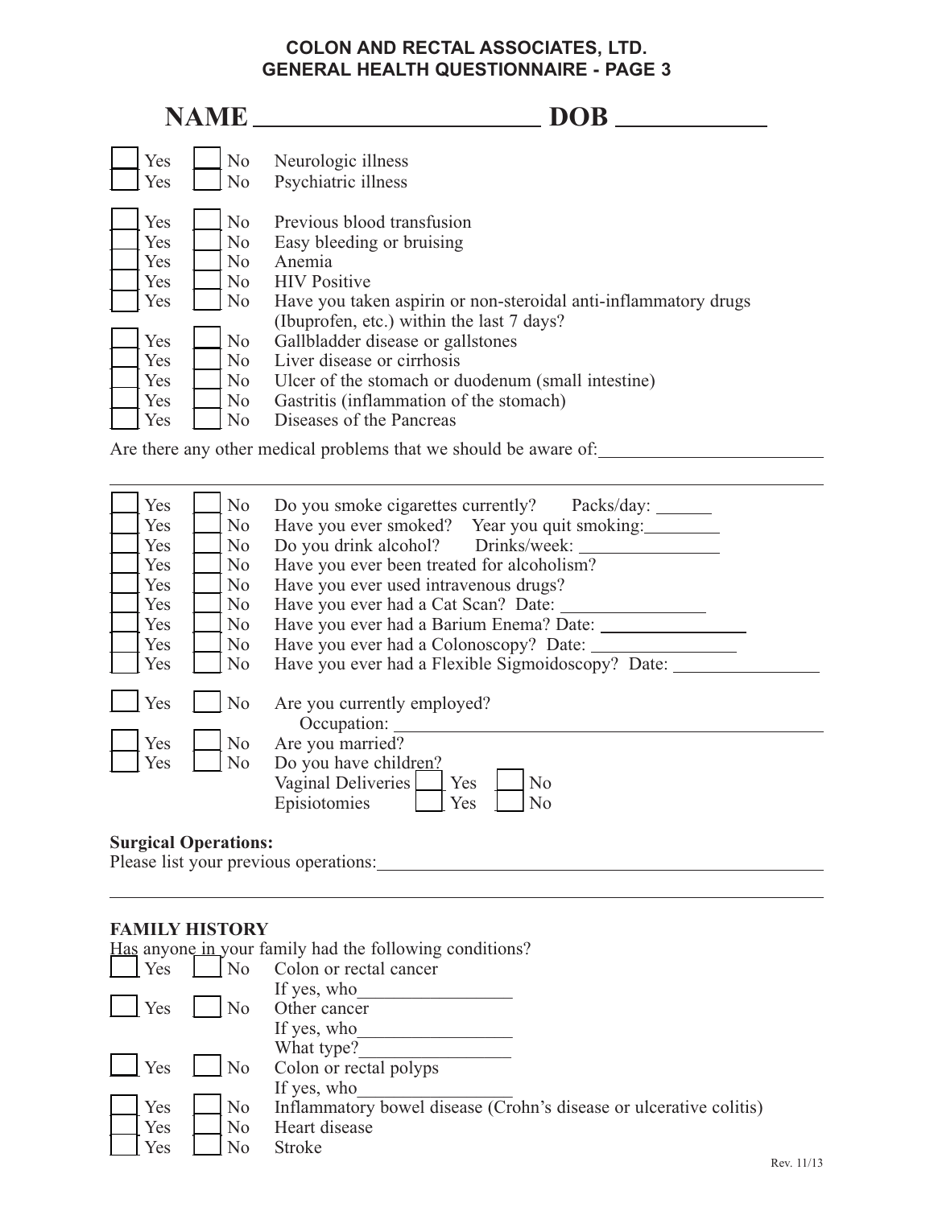# COLON AND RECTAL ASSOCIATES, LTD.
## GENERAL HEALTH QUESTIONNAIRE - PAGE 3

**NAME** ______________________ **DOB** ___________

- [ ] Yes [ ] No Neurologic illness
- [ ] Yes [ ] No Psychiatric illness

- [ ] Yes [ ] No Previous blood transfusion
- [ ] Yes [ ] No Easy bleeding or bruising
- [ ] Yes [ ] No Anemia
- [ ] Yes [ ] No HIV Positive
- [ ] Yes [ ] No Have you taken aspirin or non-steroidal anti-inflammatory drugs (Ibuprofen, etc.) within the last 7 days?
- [ ] Yes [ ] No Gallbladder disease or gallstones
- [ ] Yes [ ] No Liver disease or cirrhosis
- [ ] Yes [ ] No Ulcer of the stomach or duodenum (small intestine)
- [ ] Yes [ ] No Gastritis (inflammation of the stomach)
- [ ] Yes [ ] No Diseases of the Pancreas

Are there any other medical problems that we should be aware of: ________________________

______________________________________________________________________

- [ ] Yes [ ] No Do you smoke cigarettes currently? Packs/day: ______
- [ ] Yes [ ] No Have you ever smoked? Year you quit smoking: ________
- [ ] Yes [ ] No Do you drink alcohol? Drinks/week: _______________
- [ ] Yes [ ] No Have you ever been treated for alcoholism?
- [ ] Yes [ ] No Have you ever used intravenous drugs?
- [ ] Yes [ ] No Have you ever had a Cat Scan? Date: _______________
- [ ] Yes [ ] No Have you ever had a Barium Enema? Date: _______________
- [ ] Yes [ ] No Have you ever had a Colonoscopy? Date: _______________
- [ ] Yes [ ] No Have you ever had a Flexible Sigmoidoscopy? Date: _______________

- [ ] Yes [ ] No Are you currently employed?
  Occupation: ______________________________________________
- [ ] Yes [ ] No Are you married?
- [ ] Yes [ ] No Do you have children?
  Vaginal Deliveries [ ] Yes [ ] No
  Episiotomies [ ] Yes [ ] No

**Surgical Operations:**

Please list your previous operations: ______________________________________________

______________________________________________________________________

**FAMILY HISTORY**

Has anyone in your family had the following conditions?

- [ ] Yes [ ] No Colon or rectal cancer
  If yes, who________________
- [ ] Yes [ ] No Other cancer
  If yes, who________________
  What type?________________
- [ ] Yes [ ] No Colon or rectal polyps
  If yes, who________________
- [ ] Yes [ ] No Inflammatory bowel disease (Crohn's disease or ulcerative colitis)
- [ ] Yes [ ] No Heart disease
- [ ] Yes [ ] No Stroke

Rev. 11/13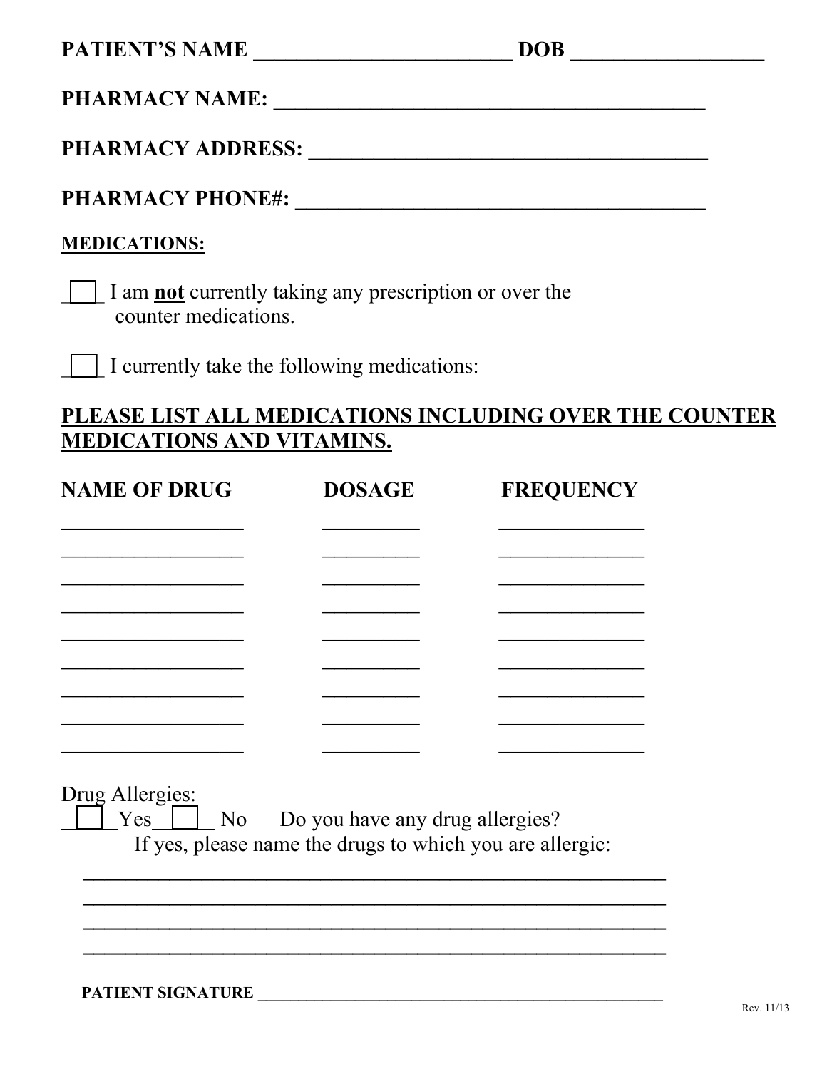**PATIENT'S NAME** ________________________ **DOB** __________________

**PHARMACY NAME:** _________________________________________

**PHARMACY ADDRESS:** ______________________________________

**PHARMACY PHONE#:** _______________________________________

**MEDICATIONS:**

☐ I am **not** currently taking any prescription or over the counter medications.

☐ I currently take the following medications:

## PLEASE LIST ALL MEDICATIONS INCLUDING OVER THE COUNTER MEDICATIONS AND VITAMINS.

| NAME OF DRUG | DOSAGE | FREQUENCY |
|---|---|---|
| __________________ | __________ | _______________ |
| __________________ | __________ | _______________ |
| __________________ | __________ | _______________ |
| __________________ | __________ | _______________ |
| __________________ | __________ | _______________ |
| __________________ | __________ | _______________ |
| __________________ | __________ | _______________ |
| __________________ | __________ | _______________ |
| __________________ | __________ | _______________ |

Drug Allergies:

☐ Yes ☐ No Do you have any drug allergies?

If yes, please name the drugs to which you are allergic:

___________________________________________________________

___________________________________________________________

___________________________________________________________

___________________________________________________________

**PATIENT SIGNATURE** ______________________________________________

Rev. 11/13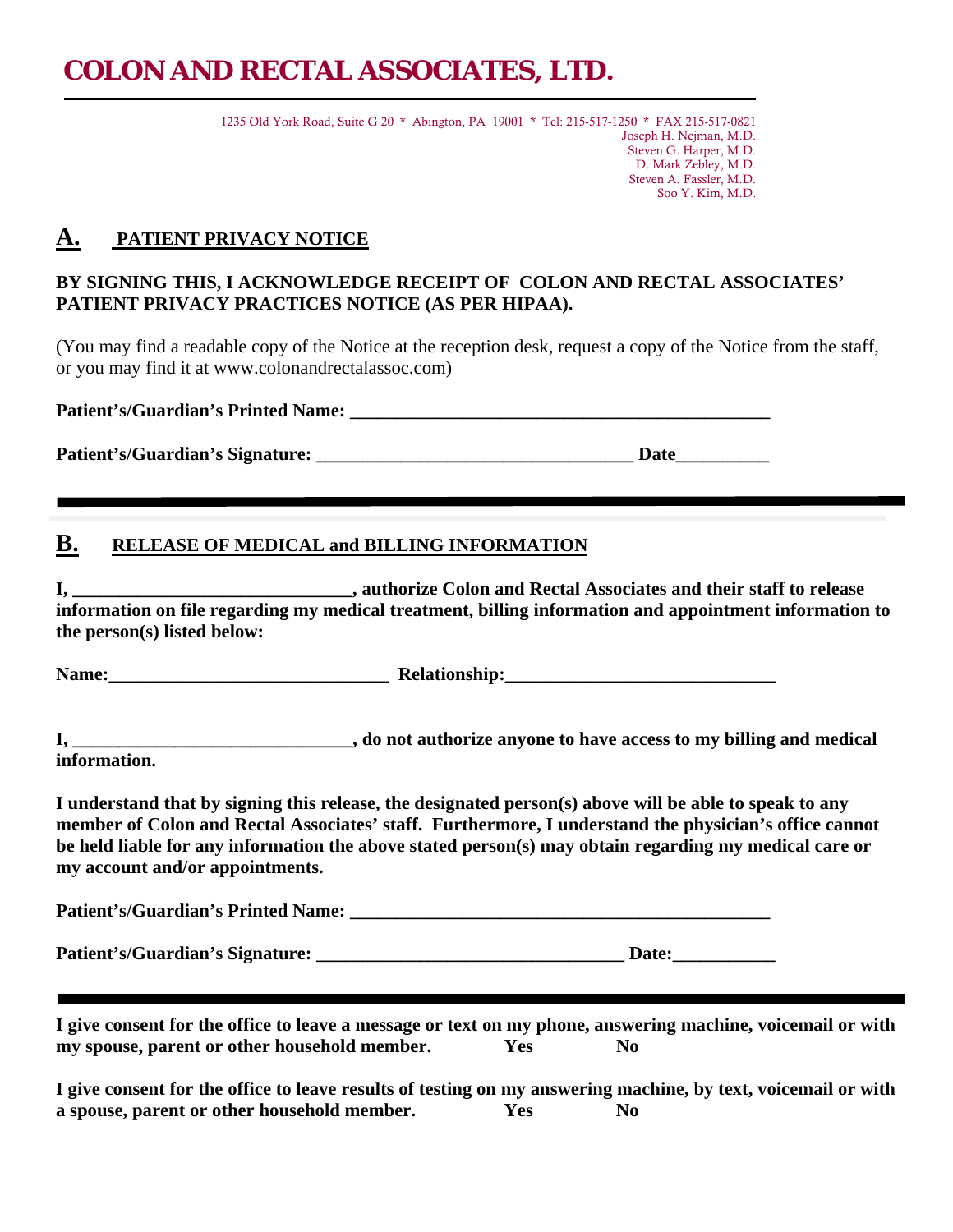# COLON AND RECTAL ASSOCIATES, LTD.

1235 Old York Road, Suite G 20 * Abington, PA 19001 * Tel: 215-517-1250 * FAX 215-517-0821
Joseph H. Nejman, M.D.
Steven G. Harper, M.D.
D. Mark Zebley, M.D.
Steven A. Fassler, M.D.
Soo Y. Kim, M.D.

## A. PATIENT PRIVACY NOTICE

**BY SIGNING THIS, I ACKNOWLEDGE RECEIPT OF COLON AND RECTAL ASSOCIATES' PATIENT PRIVACY PRACTICES NOTICE (AS PER HIPAA).**

(You may find a readable copy of the Notice at the reception desk, request a copy of the Notice from the staff, or you may find it at www.colonandrectalassoc.com)

**Patient's/Guardian's Printed Name: ______________________________________________**

**Patient's/Guardian's Signature: _________________________________ Date__________**

---

## B. RELEASE OF MEDICAL and BILLING INFORMATION

**I, _____________________________, authorize Colon and Rectal Associates and their staff to release information on file regarding my medical treatment, billing information and appointment information to the person(s) listed below:**

**Name:______________________________ Relationship:_____________________________**

**I, _____________________________, do not authorize anyone to have access to my billing and medical information.**

**I understand that by signing this release, the designated person(s) above will be able to speak to any member of Colon and Rectal Associates' staff. Furthermore, I understand the physician's office cannot be held liable for any information the above stated person(s) may obtain regarding my medical care or my account and/or appointments.**

**Patient's/Guardian's Printed Name: ______________________________________________**

**Patient's/Guardian's Signature: ________________________________ Date:___________**

---

**I give consent for the office to leave a message or text on my phone, answering machine, voicemail or with my spouse, parent or other household member. Yes No**

**I give consent for the office to leave results of testing on my answering machine, by text, voicemail or with a spouse, parent or other household member. Yes No**